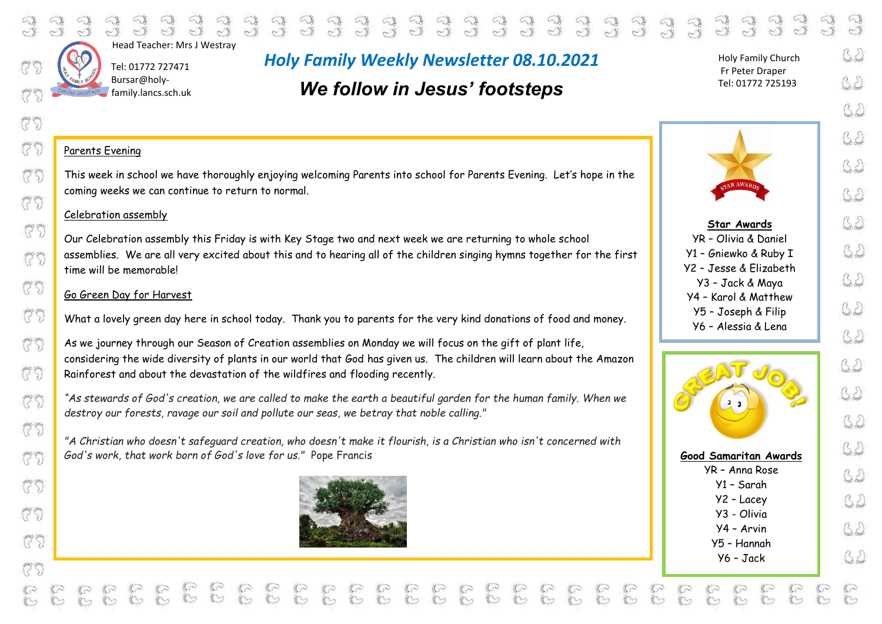Head Teacher: Mrs J Westray

Tel: 01772 727471
Bursar@holy-family.lancs.sch.uk

# Holy Family Weekly Newsletter 08.10.2021

## We follow in Jesus' footsteps

Holy Family Church
Fr Peter Draper
Tel: 01772 725193

Parents Evening

This week in school we have thoroughly enjoying welcoming Parents into school for Parents Evening. Let's hope in the coming weeks we can continue to return to normal.

Celebration assembly

Our Celebration assembly this Friday is with Key Stage two and next week we are returning to whole school assemblies. We are all very excited about this and to hearing all of the children singing hymns together for the first time will be memorable!

Go Green Day for Harvest

What a lovely green day here in school today. Thank you to parents for the very kind donations of food and money.

As we journey through our Season of Creation assemblies on Monday we will focus on the gift of plant life, considering the wide diversity of plants in our world that God has given us. The children will learn about the Amazon Rainforest and about the devastation of the wildfires and flooding recently.

*"As stewards of God's creation, we are called to make the earth a beautiful garden for the human family. When we destroy our forests, ravage our soil and pollute our seas, we betray that noble calling."*

*"A Christian who doesn't safeguard creation, who doesn't make it flourish, is a Christian who isn't concerned with God's work, that work born of God's love for us."* Pope Francis

**Star Awards**

YR – Olivia & Daniel
Y1 – Gniewko & Ruby I
Y2 – Jesse & Elizabeth
Y3 – Jack & Maya
Y4 – Karol & Matthew
Y5 – Joseph & Filip
Y6 – Alessia & Lena

**Good Samaritan Awards**

YR – Anna Rose
Y1 – Sarah
Y2 – Lacey
Y3 - Olivia
Y4 – Arvin
Y5 – Hannah
Y6 – Jack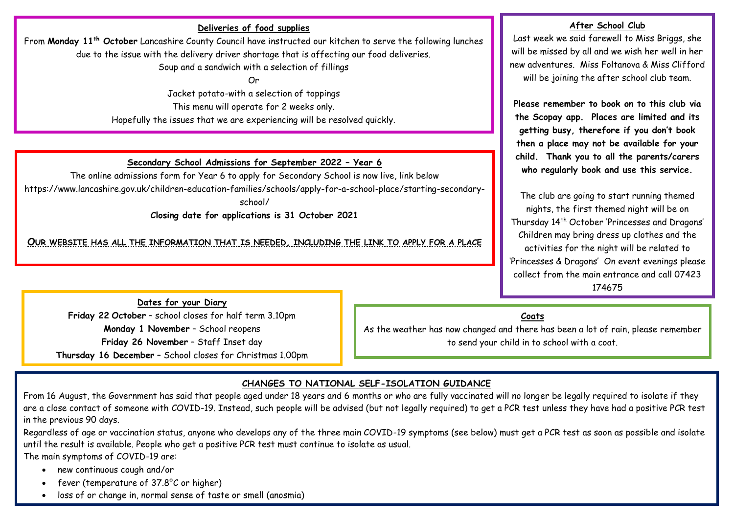## Deliveries of food supplies

From **Monday 11th October** Lancashire County Council have instructed our kitchen to serve the following lunches due to the issue with the delivery driver shortage that is affecting our food deliveries.

Soup and a sandwich with a selection of fillings

*Or*

Jacket potato-with a selection of toppings

This menu will operate for 2 weeks only.

Hopefully the issues that we are experiencing will be resolved quickly.

## After School Club

Last week we said farewell to Miss Briggs, she will be missed by all and we wish her well in her new adventures. Miss Foltanova & Miss Clifford will be joining the after school club team.

**Please remember to book on to this club via the Scopay app. Places are limited and its getting busy, therefore if you don't book then a place may not be available for your child. Thank you to all the parents/carers who regularly book and use this service.**

The club are going to start running themed nights, the first themed night will be on Thursday 14th October 'Princesses and Dragons' Children may bring dress up clothes and the activities for the night will be related to 'Princesses & Dragons' On event evenings please collect from the main entrance and call 07423 174675

## Secondary School Admissions for September 2022 – Year 6

The online admissions form for Year 6 to apply for Secondary School is now live, link below

https://www.lancashire.gov.uk/children-education-families/schools/apply-for-a-school-place/starting-secondary-school/

**Closing date for applications is 31 October 2021**

OUR WEBSITE HAS ALL THE INFORMATION THAT IS NEEDED, INCLUDING THE LINK TO APPLY FOR A PLACE

## Dates for your Diary

**Friday 22 October** – school closes for half term 3.10pm

**Monday 1 November** – School reopens

**Friday 26 November** – Staff Inset day

**Thursday 16 December** – School closes for Christmas 1.00pm

## Coats

As the weather has now changed and there has been a lot of rain, please remember to send your child in to school with a coat.

## CHANGES TO NATIONAL SELF-ISOLATION GUIDANCE

From 16 August, the Government has said that people aged under 18 years and 6 months or who are fully vaccinated will no longer be legally required to isolate if they are a close contact of someone with COVID-19. Instead, such people will be advised (but not legally required) to get a PCR test unless they have had a positive PCR test in the previous 90 days.

Regardless of age or vaccination status, anyone who develops any of the three main COVID-19 symptoms (see below) must get a PCR test as soon as possible and isolate until the result is available. People who get a positive PCR test must continue to isolate as usual.

The main symptoms of COVID-19 are:

- new continuous cough and/or
- fever (temperature of 37.8°C or higher)
- loss of or change in, normal sense of taste or smell (anosmia)